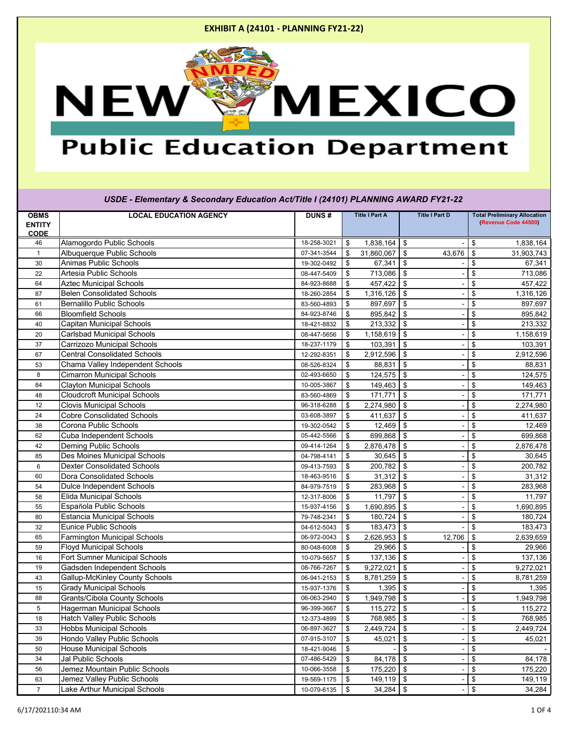# EXHIBIT A (24101 - PLANNING FY21-22)

NEW MEXICO Public Education Department

## *USDE - Elementary & Secondary Education Act/Title I (24101) PLANNING AWARD FY21-22*

| OBMS ENTITY CODE | LOCAL EDUCATION AGENCY | DUNS # | Title I Part A | Title I Part D | Total Preliminary Allocation (Revenue Code 44500) |
|---|---|---|---|---|---|
| 46 | Alamogordo Public Schools | 18-258-3021 | $ 1,838,164 | $ - | $ 1,838,164 |
| 1 | Albuquerque Public Schools | 07-341-3544 | $ 31,860,067 | $ 43,676 | $ 31,903,743 |
| 30 | Animas Public Schools | 19-302-0492 | $ 67,341 | $ - | $ 67,341 |
| 22 | Artesia Public Schools | 08-447-5409 | $ 713,086 | $ - | $ 713,086 |
| 64 | Aztec Municipal Schools | 84-923-8688 | $ 457,422 | $ - | $ 457,422 |
| 87 | Belen Consolidated Schools | 18-260-2854 | $ 1,316,126 | $ - | $ 1,316,126 |
| 61 | Bernalillo Public Schools | 83-560-4893 | $ 897,697 | $ - | $ 897,697 |
| 66 | Bloomfield Schools | 84-923-8746 | $ 895,842 | $ - | $ 895,842 |
| 40 | Capitan Municipal Schools | 18-421-8832 | $ 213,332 | $ - | $ 213,332 |
| 20 | Carlsbad Municipal Schools | 08-447-5656 | $ 1,158,619 | $ - | $ 1,158,619 |
| 37 | Carrizozo Municipal Schools | 18-237-1179 | $ 103,391 | $ - | $ 103,391 |
| 67 | Central Consolidated Schools | 12-292-8351 | $ 2,912,596 | $ - | $ 2,912,596 |
| 53 | Chama Valley Independent Schools | 08-526-8324 | $ 88,831 | $ - | $ 88,831 |
| 8 | Cimarron Municipal Schools | 02-493-6650 | $ 124,575 | $ - | $ 124,575 |
| 84 | Clayton Municipal Schools | 10-005-3867 | $ 149,463 | $ - | $ 149,463 |
| 48 | Cloudcroft Municipal Schools | 83-560-4869 | $ 171,771 | $ - | $ 171,771 |
| 12 | Clovis Municipal Schools | 96-318-6288 | $ 2,274,980 | $ - | $ 2,274,980 |
| 24 | Cobre Consolidated Schools | 03-608-3897 | $ 411,637 | $ - | $ 411,637 |
| 38 | Corona Public Schools | 19-302-0542 | $ 12,469 | $ - | $ 12,469 |
| 62 | Cuba Independent Schools | 05-442-5566 | $ 699,868 | $ - | $ 699,868 |
| 42 | Deming Public Schools | 09-414-1264 | $ 2,876,478 | $ - | $ 2,876,478 |
| 85 | Des Moines Municipal Schools | 04-798-4141 | $ 30,645 | $ - | $ 30,645 |
| 6 | Dexter Consolidated Schools | 09-413-7593 | $ 200,782 | $ - | $ 200,782 |
| 60 | Dora Consolidated Schools | 18-463-9516 | $ 31,312 | $ - | $ 31,312 |
| 54 | Dulce Independent Schools | 84-979-7519 | $ 283,968 | $ - | $ 283,968 |
| 58 | Elida Municipal Schools | 12-317-8006 | $ 11,797 | $ - | $ 11,797 |
| 55 | Española Public Schools | 15-937-4156 | $ 1,690,895 | $ - | $ 1,690,895 |
| 80 | Estancia Municipal Schools | 79-748-2341 | $ 180,724 | $ - | $ 180,724 |
| 32 | Eunice Public Schools | 04-612-5043 | $ 183,473 | $ - | $ 183,473 |
| 65 | Farmington Municipal Schools | 06-972-0043 | $ 2,626,953 | $ 12,706 | $ 2,639,659 |
| 59 | Floyd Municipal Schools | 80-048-6008 | $ 29,966 | $ - | $ 29,966 |
| 16 | Fort Sumner Municipal Schools | 10-079-5657 | $ 137,136 | $ - | $ 137,136 |
| 19 | Gadsden Independent Schools | 08-766-7267 | $ 9,272,021 | $ - | $ 9,272,021 |
| 43 | Gallup-McKinley County Schools | 06-941-2153 | $ 8,781,259 | $ - | $ 8,781,259 |
| 15 | Grady Municipal Schools | 15-937-1376 | $ 1,395 | $ - | $ 1,395 |
| 88 | Grants/Cibola County Schools | 06-063-2940 | $ 1,949,798 | $ - | $ 1,949,798 |
| 5 | Hagerman Municipal Schools | 96-399-3667 | $ 115,272 | $ - | $ 115,272 |
| 18 | Hatch Valley Public Schools | 12-373-4899 | $ 768,985 | $ - | $ 768,985 |
| 33 | Hobbs Municipal Schools | 06-897-3627 | $ 2,449,724 | $ - | $ 2,449,724 |
| 39 | Hondo Valley Public Schools | 07-915-3107 | $ 45,021 | $ - | $ 45,021 |
| 50 | House Municipal Schools | 18-421-9046 | $ - | $ - | $ - |
| 34 | Jal Public Schools | 07-486-5429 | $ 84,178 | $ - | $ 84,178 |
| 56 | Jemez Mountain Public Schools | 10-066-3558 | $ 175,220 | $ - | $ 175,220 |
| 63 | Jemez Valley Public Schools | 19-569-1175 | $ 149,119 | $ - | $ 149,119 |
| 7 | Lake Arthur Municipal Schools | 10-079-6135 | $ 34,284 | $ - | $ 34,284 |

6/17/2021 10:34 AM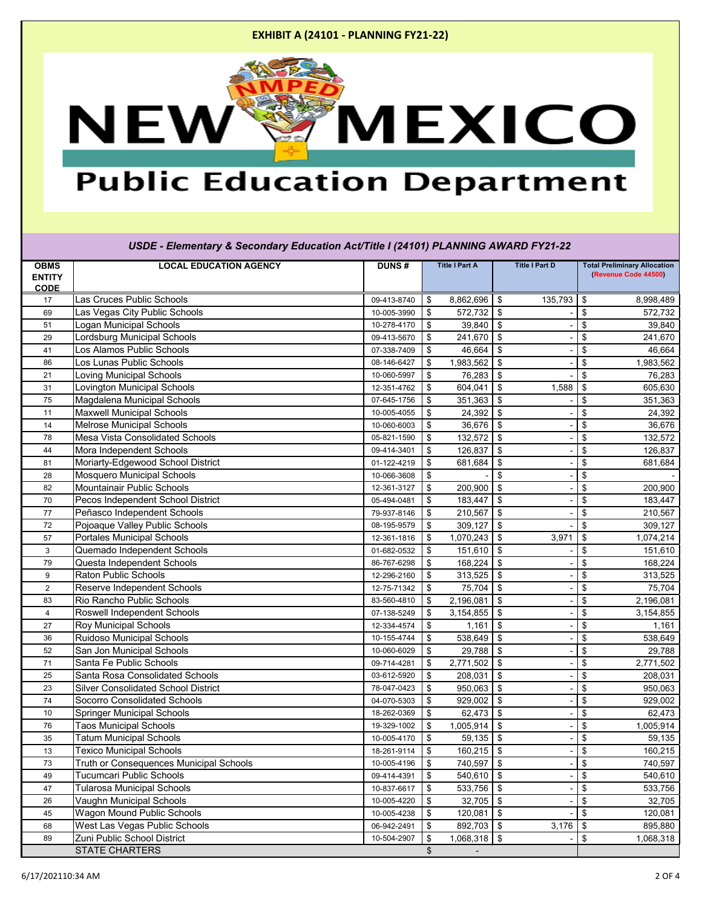**EXHIBIT A (24101 - PLANNING FY21-22)**

# New Mexico Public Education Department

*USDE - Elementary & Secondary Education Act/Title I (24101) PLANNING AWARD FY21-22*

| OBMS ENTITY CODE | LOCAL EDUCATION AGENCY | DUNS # | Title I Part A | Title I Part D | Total Preliminary Allocation (Revenue Code 44500) |
|---|---|---|---|---|---|
| 17 | Las Cruces Public Schools | 09-413-8740 | $ 8,862,696 | $ 135,793 | $ 8,998,489 |
| 69 | Las Vegas City Public Schools | 10-005-3990 | $ 572,732 | $ - | $ 572,732 |
| 51 | Logan Municipal Schools | 10-278-4170 | $ 39,840 | $ - | $ 39,840 |
| 29 | Lordsburg Municipal Schools | 09-413-5670 | $ 241,670 | $ - | $ 241,670 |
| 41 | Los Alamos Public Schools | 07-338-7409 | $ 46,664 | $ - | $ 46,664 |
| 86 | Los Lunas Public Schools | 08-146-6427 | $ 1,983,562 | $ - | $ 1,983,562 |
| 21 | Loving Municipal Schools | 10-060-5997 | $ 76,283 | $ - | $ 76,283 |
| 31 | Lovington Municipal Schools | 12-351-4762 | $ 604,041 | $ 1,588 | $ 605,630 |
| 75 | Magdalena Municipal Schools | 07-645-1756 | $ 351,363 | $ - | $ 351,363 |
| 11 | Maxwell Municipal Schools | 10-005-4055 | $ 24,392 | $ - | $ 24,392 |
| 14 | Melrose Municipal Schools | 10-060-6003 | $ 36,676 | $ - | $ 36,676 |
| 78 | Mesa Vista Consolidated Schools | 05-821-1590 | $ 132,572 | $ - | $ 132,572 |
| 44 | Mora Independent Schools | 09-414-3401 | $ 126,837 | $ - | $ 126,837 |
| 81 | Moriarty-Edgewood School District | 01-122-4219 | $ 681,684 | $ - | $ 681,684 |
| 28 | Mosquero Municipal Schools | 10-066-3608 | $ - | $ - | $ - |
| 82 | Mountainair Public Schools | 12-361-3127 | $ 200,900 | $ - | $ 200,900 |
| 70 | Pecos Independent School District | 05-494-0481 | $ 183,447 | $ - | $ 183,447 |
| 77 | Peñasco Independent Schools | 79-937-8146 | $ 210,567 | $ - | $ 210,567 |
| 72 | Pojoaque Valley Public Schools | 08-195-9579 | $ 309,127 | $ - | $ 309,127 |
| 57 | Portales Municipal Schools | 12-361-1816 | $ 1,070,243 | $ 3,971 | $ 1,074,214 |
| 3 | Quemado Independent Schools | 01-682-0532 | $ 151,610 | $ - | $ 151,610 |
| 79 | Questa Independent Schools | 86-767-6298 | $ 168,224 | $ - | $ 168,224 |
| 9 | Raton Public Schools | 12-296-2160 | $ 313,525 | $ - | $ 313,525 |
| 2 | Reserve Independent Schools | 12-75-71342 | $ 75,704 | $ - | $ 75,704 |
| 83 | Rio Rancho Public Schools | 83-560-4810 | $ 2,196,081 | $ - | $ 2,196,081 |
| 4 | Roswell Independent Schools | 07-138-5249 | $ 3,154,855 | $ - | $ 3,154,855 |
| 27 | Roy Municipal Schools | 12-334-4574 | $ 1,161 | $ - | $ 1,161 |
| 36 | Ruidoso Municipal Schools | 10-155-4744 | $ 538,649 | $ - | $ 538,649 |
| 52 | San Jon Municipal Schools | 10-060-6029 | $ 29,788 | $ - | $ 29,788 |
| 71 | Santa Fe Public Schools | 09-714-4281 | $ 2,771,502 | $ - | $ 2,771,502 |
| 25 | Santa Rosa Consolidated Schools | 03-612-5920 | $ 208,031 | $ - | $ 208,031 |
| 23 | Silver Consolidated School District | 78-047-0423 | $ 950,063 | $ - | $ 950,063 |
| 74 | Socorro Consolidated Schools | 04-070-5303 | $ 929,002 | $ - | $ 929,002 |
| 10 | Springer Municipal Schools | 18-262-0369 | $ 62,473 | $ - | $ 62,473 |
| 76 | Taos Municipal Schools | 19-329-1002 | $ 1,005,914 | $ - | $ 1,005,914 |
| 35 | Tatum Municipal Schools | 10-005-4170 | $ 59,135 | $ - | $ 59,135 |
| 13 | Texico Municipal Schools | 18-261-9114 | $ 160,215 | $ - | $ 160,215 |
| 73 | Truth or Consequences Municipal Schools | 10-005-4196 | $ 740,597 | $ - | $ 740,597 |
| 49 | Tucumcari Public Schools | 09-414-4391 | $ 540,610 | $ - | $ 540,610 |
| 47 | Tularosa Municipal Schools | 10-837-6617 | $ 533,756 | $ - | $ 533,756 |
| 26 | Vaughn Municipal Schools | 10-005-4220 | $ 32,705 | $ - | $ 32,705 |
| 45 | Wagon Mound Public Schools | 10-005-4238 | $ 120,081 | $ - | $ 120,081 |
| 68 | West Las Vegas Public Schools | 06-942-2491 | $ 892,703 | $ 3,176 | $ 895,880 |
| 89 | Zuni Public School District | 10-504-2907 | $ 1,068,318 | $ - | $ 1,068,318 |
| | STATE CHARTERS | | $ - | | |

6/17/202110:34 AM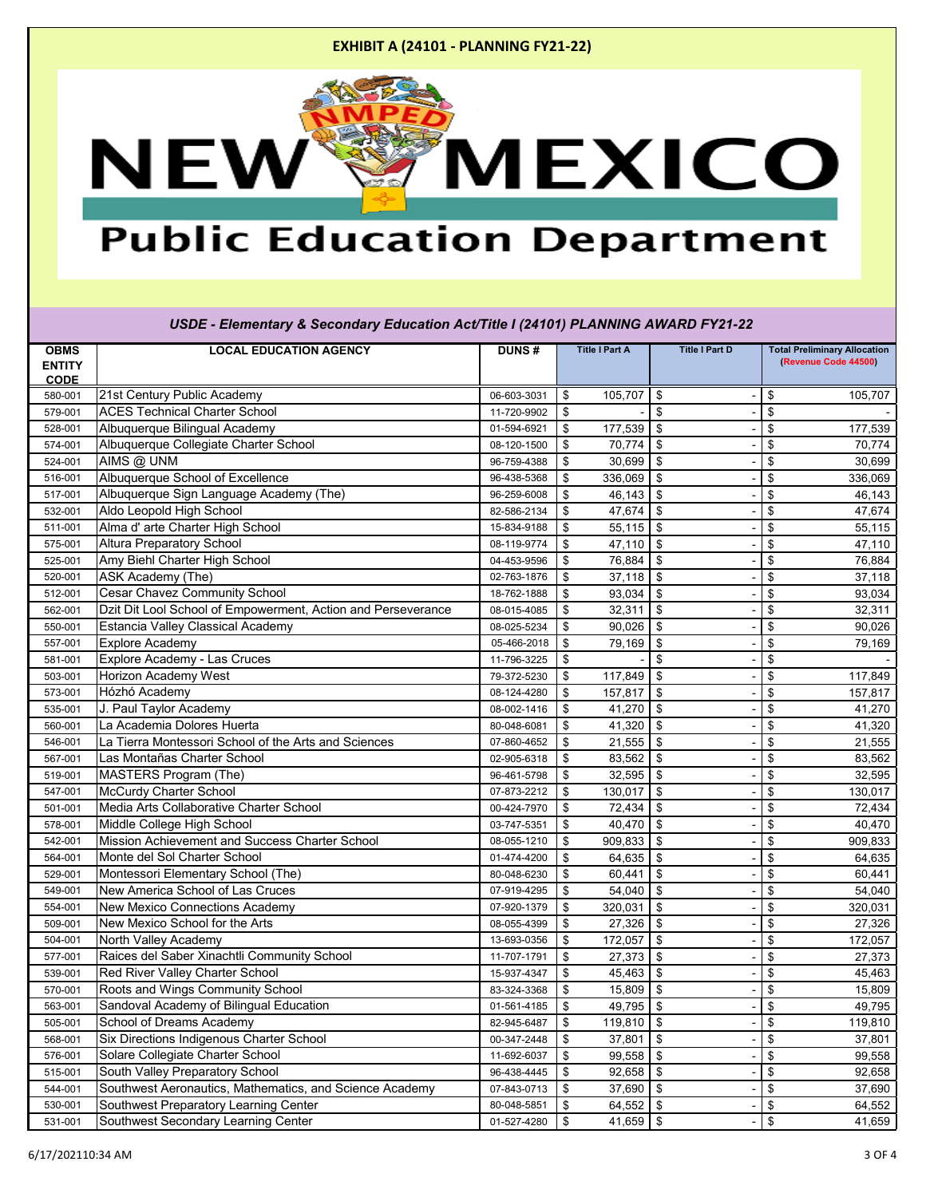**EXHIBIT A (24101 - PLANNING FY21-22)**

# NEW MEXICO Public Education Department

*USDE - Elementary & Secondary Education Act/Title I (24101) PLANNING AWARD FY21-22*

| OBMS ENTITY CODE | LOCAL EDUCATION AGENCY | DUNS # | Title I Part A | Title I Part D | Total Preliminary Allocation (Revenue Code 44500) |
|---|---|---|---|---|---|
| 580-001 | 21st Century Public Academy | 06-603-3031 | $ 105,707 | $ - | $ 105,707 |
| 579-001 | ACES Technical Charter School | 11-720-9902 | $ - | $ - | $ - |
| 528-001 | Albuquerque Bilingual Academy | 01-594-6921 | $ 177,539 | $ - | $ 177,539 |
| 574-001 | Albuquerque Collegiate Charter School | 08-120-1500 | $ 70,774 | $ - | $ 70,774 |
| 524-001 | AIMS @ UNM | 96-759-4388 | $ 30,699 | $ - | $ 30,699 |
| 516-001 | Albuquerque School of Excellence | 96-438-5368 | $ 336,069 | $ - | $ 336,069 |
| 517-001 | Albuquerque Sign Language Academy (The) | 96-259-6008 | $ 46,143 | $ - | $ 46,143 |
| 532-001 | Aldo Leopold High School | 82-586-2134 | $ 47,674 | $ - | $ 47,674 |
| 511-001 | Alma d' arte Charter High School | 15-834-9188 | $ 55,115 | $ - | $ 55,115 |
| 575-001 | Altura Preparatory School | 08-119-9774 | $ 47,110 | $ - | $ 47,110 |
| 525-001 | Amy Biehl Charter High School | 04-453-9596 | $ 76,884 | $ - | $ 76,884 |
| 520-001 | ASK Academy (The) | 02-763-1876 | $ 37,118 | $ - | $ 37,118 |
| 512-001 | Cesar Chavez Community School | 18-762-1888 | $ 93,034 | $ - | $ 93,034 |
| 562-001 | Dzit Dit Lool School of Empowerment, Action and Perseverance | 08-015-4085 | $ 32,311 | $ - | $ 32,311 |
| 550-001 | Estancia Valley Classical Academy | 08-025-5234 | $ 90,026 | $ - | $ 90,026 |
| 557-001 | Explore Academy | 05-466-2018 | $ 79,169 | $ - | $ 79,169 |
| 581-001 | Explore Academy - Las Cruces | 11-796-3225 | $ - | $ - | $ - |
| 503-001 | Horizon Academy West | 79-372-5230 | $ 117,849 | $ - | $ 117,849 |
| 573-001 | Hózhó Academy | 08-124-4280 | $ 157,817 | $ - | $ 157,817 |
| 535-001 | J. Paul Taylor Academy | 08-002-1416 | $ 41,270 | $ - | $ 41,270 |
| 560-001 | La Academia Dolores Huerta | 80-048-6081 | $ 41,320 | $ - | $ 41,320 |
| 546-001 | La Tierra Montessori School of the Arts and Sciences | 07-860-4652 | $ 21,555 | $ - | $ 21,555 |
| 567-001 | Las Montañas Charter School | 02-905-6318 | $ 83,562 | $ - | $ 83,562 |
| 519-001 | MASTERS Program (The) | 96-461-5798 | $ 32,595 | $ - | $ 32,595 |
| 547-001 | McCurdy Charter School | 07-873-2212 | $ 130,017 | $ - | $ 130,017 |
| 501-001 | Media Arts Collaborative Charter School | 00-424-7970 | $ 72,434 | $ - | $ 72,434 |
| 578-001 | Middle College High School | 03-747-5351 | $ 40,470 | $ - | $ 40,470 |
| 542-001 | Mission Achievement and Success Charter School | 08-055-1210 | $ 909,833 | $ - | $ 909,833 |
| 564-001 | Monte del Sol Charter School | 01-474-4200 | $ 64,635 | $ - | $ 64,635 |
| 529-001 | Montessori Elementary School (The) | 80-048-6230 | $ 60,441 | $ - | $ 60,441 |
| 549-001 | New America School of Las Cruces | 07-919-4295 | $ 54,040 | $ - | $ 54,040 |
| 554-001 | New Mexico Connections Academy | 07-920-1379 | $ 320,031 | $ - | $ 320,031 |
| 509-001 | New Mexico School for the Arts | 08-055-4399 | $ 27,326 | $ - | $ 27,326 |
| 504-001 | North Valley Academy | 13-693-0356 | $ 172,057 | $ - | $ 172,057 |
| 577-001 | Raices del Saber Xinachtli Community School | 11-707-1791 | $ 27,373 | $ - | $ 27,373 |
| 539-001 | Red River Valley Charter School | 15-937-4347 | $ 45,463 | $ - | $ 45,463 |
| 570-001 | Roots and Wings Community School | 83-324-3368 | $ 15,809 | $ - | $ 15,809 |
| 563-001 | Sandoval Academy of Bilingual Education | 01-561-4185 | $ 49,795 | $ - | $ 49,795 |
| 505-001 | School of Dreams Academy | 82-945-6487 | $ 119,810 | $ - | $ 119,810 |
| 568-001 | Six Directions Indigenous Charter School | 00-347-2448 | $ 37,801 | $ - | $ 37,801 |
| 576-001 | Solare Collegiate Charter School | 11-692-6037 | $ 99,558 | $ - | $ 99,558 |
| 515-001 | South Valley Preparatory School | 96-438-4445 | $ 92,658 | $ - | $ 92,658 |
| 544-001 | Southwest Aeronautics, Mathematics, and Science Academy | 07-843-0713 | $ 37,690 | $ - | $ 37,690 |
| 530-001 | Southwest Preparatory Learning Center | 80-048-5851 | $ 64,552 | $ - | $ 64,552 |
| 531-001 | Southwest Secondary Learning Center | 01-527-4280 | $ 41,659 | $ - | $ 41,659 |

6/17/2021 10:34 AM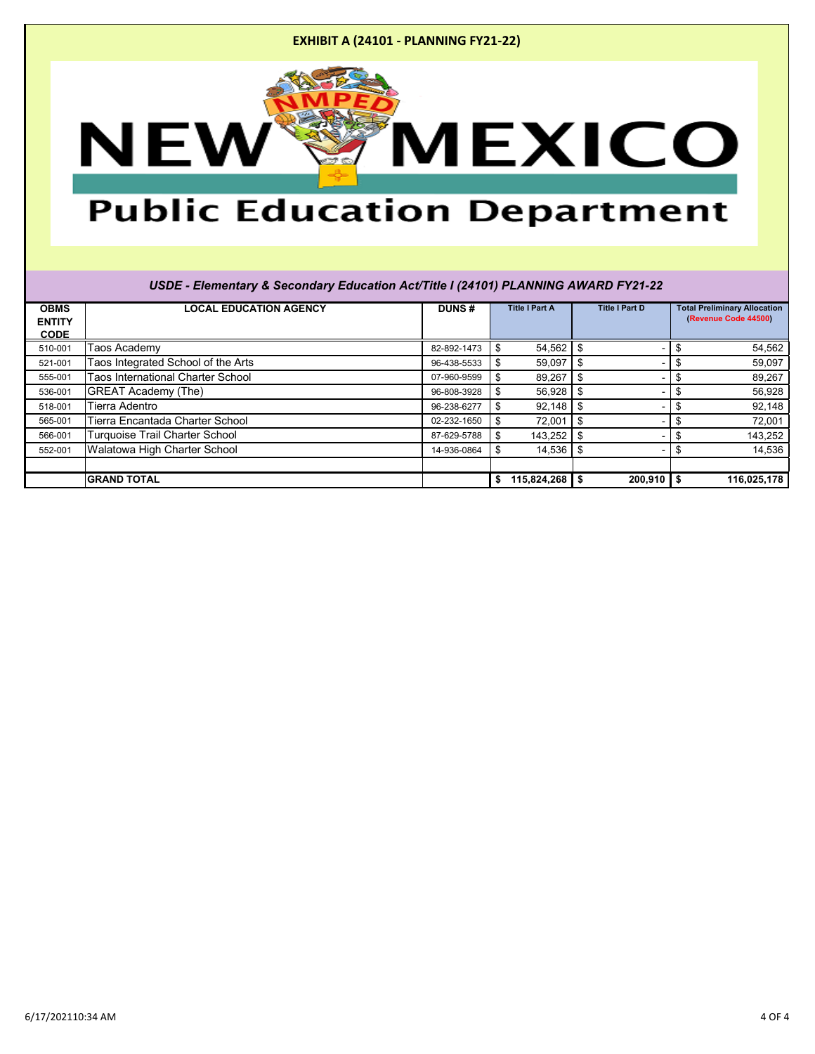**EXHIBIT A (24101 - PLANNING FY21-22)**

NEW MEXICO Public Education Department

*USDE - Elementary & Secondary Education Act/Title I (24101) PLANNING AWARD FY21-22*

| OBMS ENTITY CODE | LOCAL EDUCATION AGENCY | DUNS # | Title I Part A | Title I Part D | Total Preliminary Allocation (Revenue Code 44500) |
|---|---|---|---|---|---|
| 510-001 | Taos Academy | 82-892-1473 | $ 54,562 | $ - | $ 54,562 |
| 521-001 | Taos Integrated School of the Arts | 96-438-5533 | $ 59,097 | $ - | $ 59,097 |
| 555-001 | Taos International Charter School | 07-960-9599 | $ 89,267 | $ - | $ 89,267 |
| 536-001 | GREAT Academy (The) | 96-808-3928 | $ 56,928 | $ - | $ 56,928 |
| 518-001 | Tierra Adentro | 96-238-6277 | $ 92,148 | $ - | $ 92,148 |
| 565-001 | Tierra Encantada Charter School | 02-232-1650 | $ 72,001 | $ - | $ 72,001 |
| 566-001 | Turquoise Trail Charter School | 87-629-5788 | $ 143,252 | $ - | $ 143,252 |
| 552-001 | Walatowa High Charter School | 14-936-0864 | $ 14,536 | $ - | $ 14,536 |
| | | | | | |
| | **GRAND TOTAL** | | **$ 115,824,268** | **$ 200,910** | **$ 116,025,178** |

6/17/2021 10:34 AM